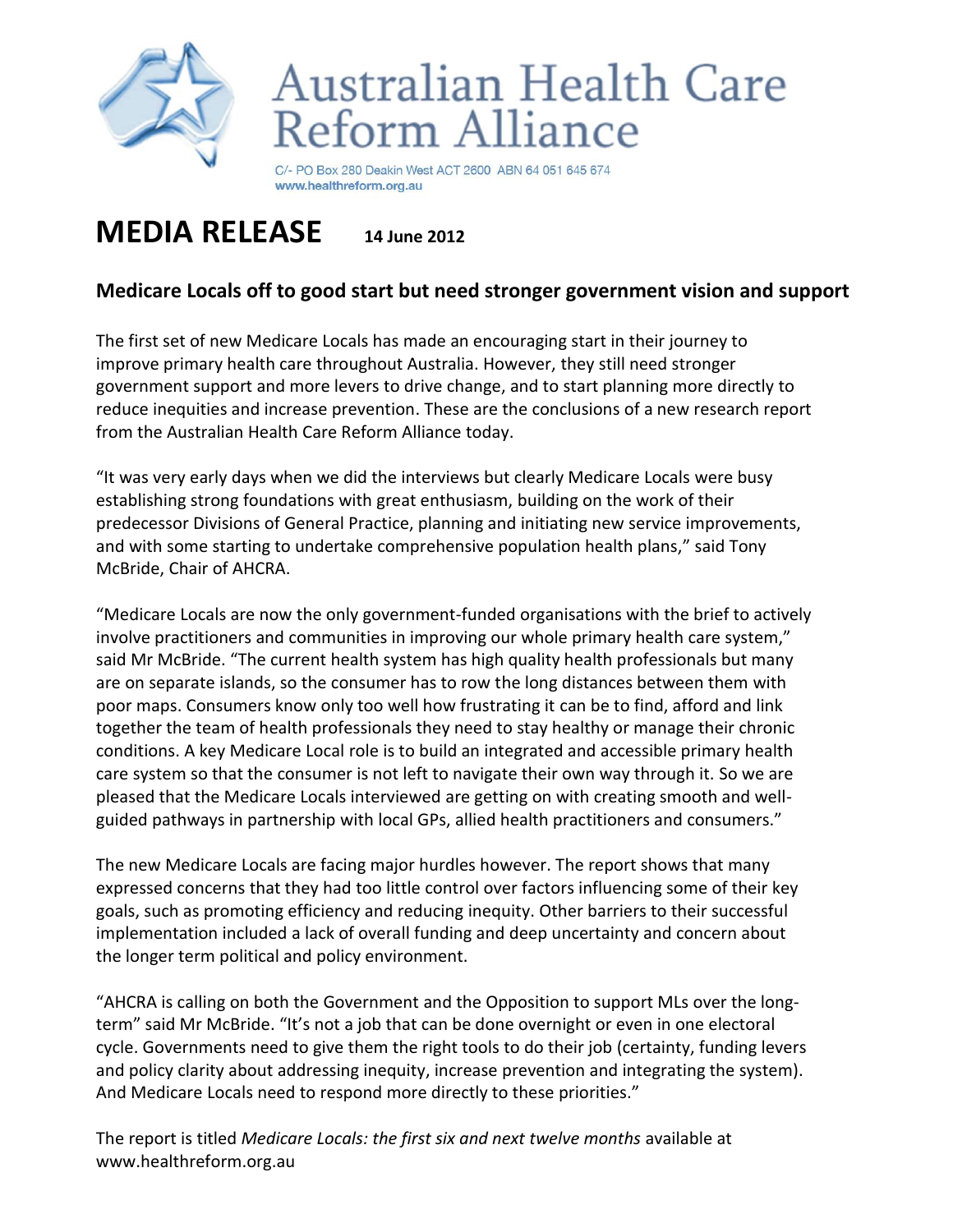# Australian Health Care Reform Alliance

C/- PO Box 280 Deakin West ACT 2600 ABN 64 051 645 674
www.healthreform.org.au

# MEDIA RELEASE **14 June 2012**

## Medicare Locals off to good start but need stronger government vision and support

The first set of new Medicare Locals has made an encouraging start in their journey to improve primary health care throughout Australia. However, they still need stronger government support and more levers to drive change, and to start planning more directly to reduce inequities and increase prevention. These are the conclusions of a new research report from the Australian Health Care Reform Alliance today.

"It was very early days when we did the interviews but clearly Medicare Locals were busy establishing strong foundations with great enthusiasm, building on the work of their predecessor Divisions of General Practice, planning and initiating new service improvements, and with some starting to undertake comprehensive population health plans," said Tony McBride, Chair of AHCRA.

"Medicare Locals are now the only government-funded organisations with the brief to actively involve practitioners and communities in improving our whole primary health care system," said Mr McBride. "The current health system has high quality health professionals but many are on separate islands, so the consumer has to row the long distances between them with poor maps. Consumers know only too well how frustrating it can be to find, afford and link together the team of health professionals they need to stay healthy or manage their chronic conditions. A key Medicare Local role is to build an integrated and accessible primary health care system so that the consumer is not left to navigate their own way through it. So we are pleased that the Medicare Locals interviewed are getting on with creating smooth and well-guided pathways in partnership with local GPs, allied health practitioners and consumers."

The new Medicare Locals are facing major hurdles however. The report shows that many expressed concerns that they had too little control over factors influencing some of their key goals, such as promoting efficiency and reducing inequity. Other barriers to their successful implementation included a lack of overall funding and deep uncertainty and concern about the longer term political and policy environment.

"AHCRA is calling on both the Government and the Opposition to support MLs over the long-term" said Mr McBride. "It's not a job that can be done overnight or even in one electoral cycle. Governments need to give them the right tools to do their job (certainty, funding levers and policy clarity about addressing inequity, increase prevention and integrating the system). And Medicare Locals need to respond more directly to these priorities."

The report is titled *Medicare Locals: the first six and next twelve months* available at www.healthreform.org.au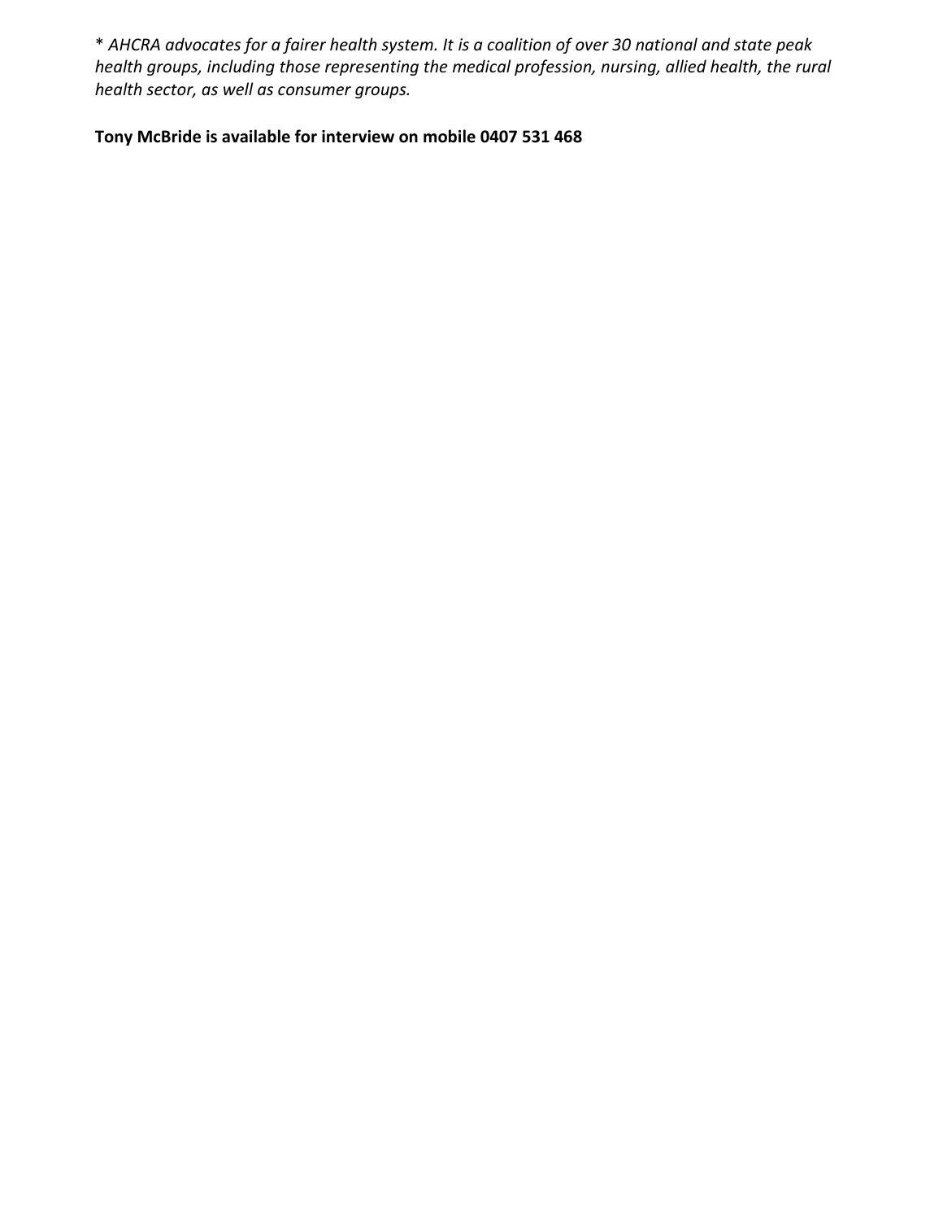* *AHCRA advocates for a fairer health system. It is a coalition of over 30 national and state peak health groups, including those representing the medical profession, nursing, allied health, the rural health sector, as well as consumer groups.*

**Tony McBride is available for interview on mobile 0407 531 468**